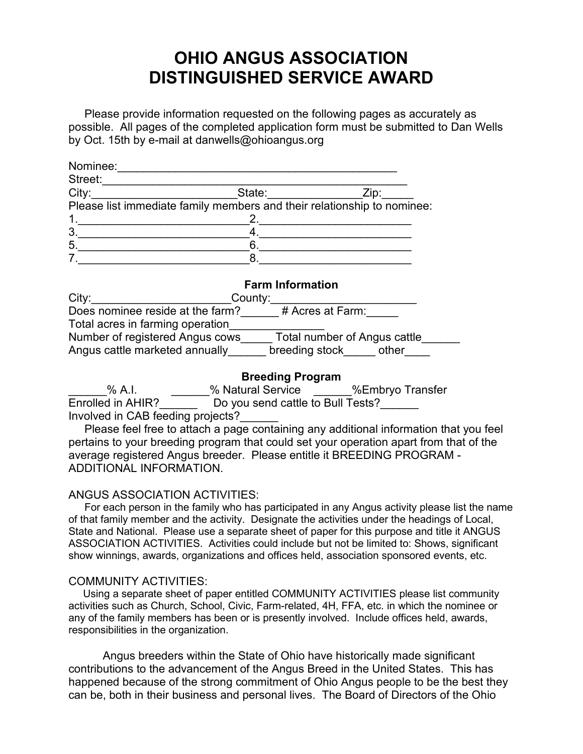# OHIO ANGUS ASSOCIATION
# DISTINGUISHED SERVICE AWARD

Please provide information requested on the following pages as accurately as possible. All pages of the completed application form must be submitted to Dan Wells by Oct. 15th by e-mail at danwells@ohioangus.org

Nominee:_____________________________________________

Street:_______________________________________________

City:______________________State:______________Zip:_____

Please list immediate family members and their relationship to nominee:

1.___________________________2.________________________

3.___________________________4.________________________

5.___________________________6.________________________

7.___________________________8.________________________

**Farm Information**

City:______________________County:_______________________

Does nominee reside at the farm?______ # Acres at Farm:_____

Total acres in farming operation_______________

Number of registered Angus cows_____ Total number of Angus cattle______

Angus cattle marketed annually______ breeding stock_____ other____

**Breeding Program**

______% A.I. ______% Natural Service ______%Embryo Transfer

Enrolled in AHIR?______ Do you send cattle to Bull Tests?______

Involved in CAB feeding projects?______

Please feel free to attach a page containing any additional information that you feel pertains to your breeding program that could set your operation apart from that of the average registered Angus breeder. Please entitle it BREEDING PROGRAM - ADDITIONAL INFORMATION.

ANGUS ASSOCIATION ACTIVITIES:

For each person in the family who has participated in any Angus activity please list the name of that family member and the activity. Designate the activities under the headings of Local, State and National. Please use a separate sheet of paper for this purpose and title it ANGUS ASSOCIATION ACTIVITIES. Activities could include but not be limited to: Shows, significant show winnings, awards, organizations and offices held, association sponsored events, etc.

COMMUNITY ACTIVITIES:

Using a separate sheet of paper entitled COMMUNITY ACTIVITIES please list community activities such as Church, School, Civic, Farm-related, 4H, FFA, etc. in which the nominee or any of the family members has been or is presently involved. Include offices held, awards, responsibilities in the organization.

Angus breeders within the State of Ohio have historically made significant contributions to the advancement of the Angus Breed in the United States. This has happened because of the strong commitment of Ohio Angus people to be the best they can be, both in their business and personal lives. The Board of Directors of the Ohio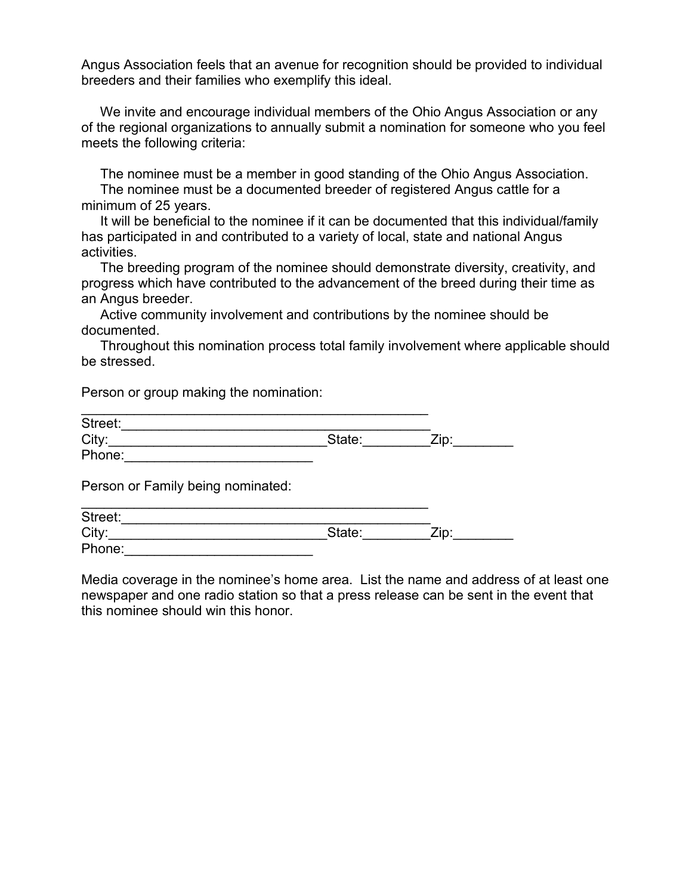Angus Association feels that an avenue for recognition should be provided to individual breeders and their families who exemplify this ideal.

We invite and encourage individual members of the Ohio Angus Association or any of the regional organizations to annually submit a nomination for someone who you feel meets the following criteria:

The nominee must be a member in good standing of the Ohio Angus Association.
The nominee must be a documented breeder of registered Angus cattle for a minimum of 25 years.
It will be beneficial to the nominee if it can be documented that this individual/family has participated in and contributed to a variety of local, state and national Angus activities.
The breeding program of the nominee should demonstrate diversity, creativity, and progress which have contributed to the advancement of the breed during their time as an Angus breeder.
Active community involvement and contributions by the nominee should be documented.
Throughout this nomination process total family involvement where applicable should be stressed.

Person or group making the nomination:

______________________________________________
Street:_________________________________________
City:_____________________________State:_________Zip:________
Phone:_________________________

Person or Family being nominated:

______________________________________________
Street:_________________________________________
City:_____________________________State:_________Zip:________
Phone:_________________________

Media coverage in the nominee's home area. List the name and address of at least one newspaper and one radio station so that a press release can be sent in the event that this nominee should win this honor.